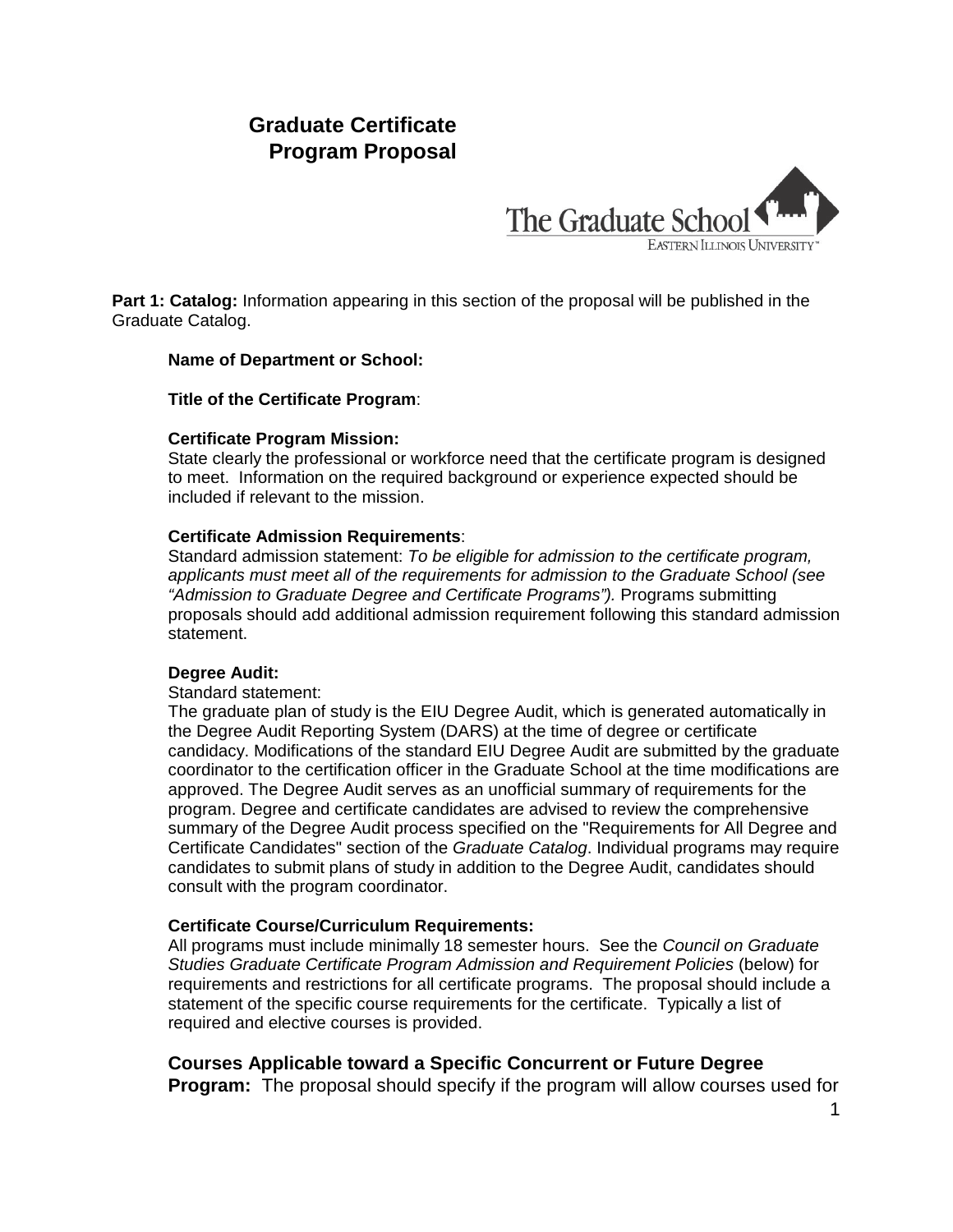# Graduate Certificate Program Proposal

The Graduate School
EASTERN ILLINOIS UNIVERSITY™

**Part 1: Catalog:** Information appearing in this section of the proposal will be published in the Graduate Catalog.

**Name of Department or School:**

**Title of the Certificate Program**:

**Certificate Program Mission:**
State clearly the professional or workforce need that the certificate program is designed to meet. Information on the required background or experience expected should be included if relevant to the mission.

**Certificate Admission Requirements**:
Standard admission statement: *To be eligible for admission to the certificate program, applicants must meet all of the requirements for admission to the Graduate School (see "Admission to Graduate Degree and Certificate Programs").* Programs submitting proposals should add additional admission requirement following this standard admission statement.

**Degree Audit:**
Standard statement:
The graduate plan of study is the EIU Degree Audit, which is generated automatically in the Degree Audit Reporting System (DARS) at the time of degree or certificate candidacy. Modifications of the standard EIU Degree Audit are submitted by the graduate coordinator to the certification officer in the Graduate School at the time modifications are approved. The Degree Audit serves as an unofficial summary of requirements for the program. Degree and certificate candidates are advised to review the comprehensive summary of the Degree Audit process specified on the "Requirements for All Degree and Certificate Candidates" section of the *Graduate Catalog*. Individual programs may require candidates to submit plans of study in addition to the Degree Audit, candidates should consult with the program coordinator.

**Certificate Course/Curriculum Requirements:**
All programs must include minimally 18 semester hours. See the *Council on Graduate Studies Graduate Certificate Program Admission and Requirement Policies* (below) for requirements and restrictions for all certificate programs. The proposal should include a statement of the specific course requirements for the certificate. Typically a list of required and elective courses is provided.

**Courses Applicable toward a Specific Concurrent or Future Degree Program:** The proposal should specify if the program will allow courses used for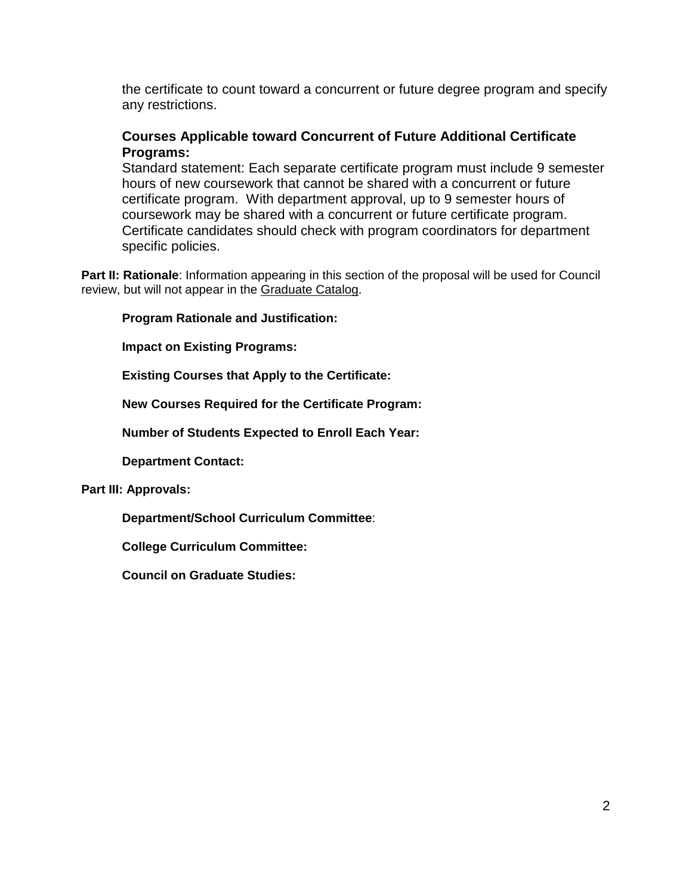the certificate to count toward a concurrent or future degree program and specify any restrictions.

**Courses Applicable toward Concurrent of Future Additional Certificate Programs:**
Standard statement: Each separate certificate program must include 9 semester hours of new coursework that cannot be shared with a concurrent or future certificate program. With department approval, up to 9 semester hours of coursework may be shared with a concurrent or future certificate program. Certificate candidates should check with program coordinators for department specific policies.

**Part II: Rationale**: Information appearing in this section of the proposal will be used for Council review, but will not appear in the Graduate Catalog.

**Program Rationale and Justification:**

**Impact on Existing Programs:**

**Existing Courses that Apply to the Certificate:**

**New Courses Required for the Certificate Program:**

**Number of Students Expected to Enroll Each Year:**

**Department Contact:**

**Part III: Approvals:**

**Department/School Curriculum Committee**:

**College Curriculum Committee:**

**Council on Graduate Studies:**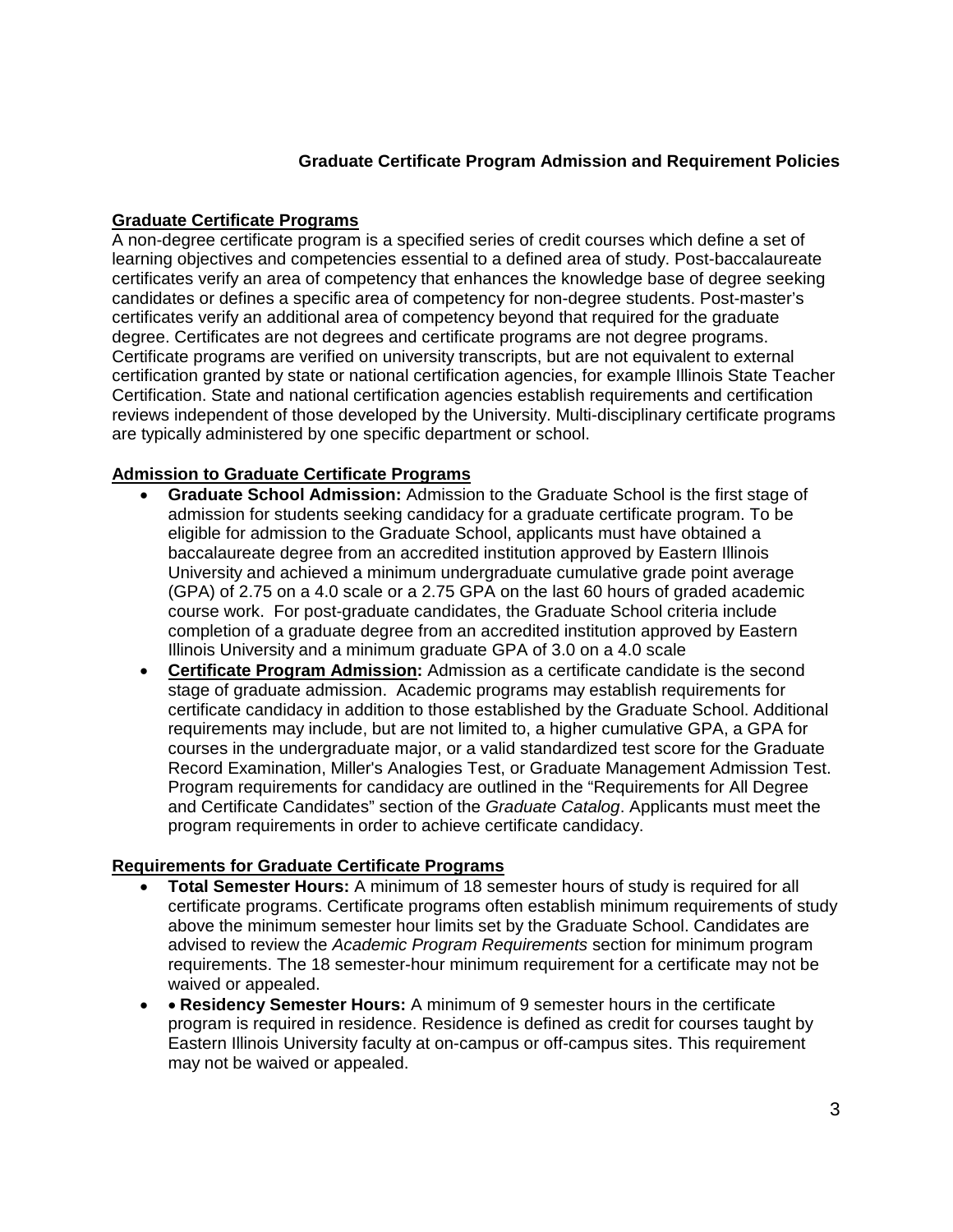**Graduate Certificate Program Admission and Requirement Policies**

## Graduate Certificate Programs

A non-degree certificate program is a specified series of credit courses which define a set of learning objectives and competencies essential to a defined area of study. Post-baccalaureate certificates verify an area of competency that enhances the knowledge base of degree seeking candidates or defines a specific area of competency for non-degree students. Post-master's certificates verify an additional area of competency beyond that required for the graduate degree. Certificates are not degrees and certificate programs are not degree programs. Certificate programs are verified on university transcripts, but are not equivalent to external certification granted by state or national certification agencies, for example Illinois State Teacher Certification. State and national certification agencies establish requirements and certification reviews independent of those developed by the University. Multi-disciplinary certificate programs are typically administered by one specific department or school.

## Admission to Graduate Certificate Programs

- **Graduate School Admission:** Admission to the Graduate School is the first stage of admission for students seeking candidacy for a graduate certificate program. To be eligible for admission to the Graduate School, applicants must have obtained a baccalaureate degree from an accredited institution approved by Eastern Illinois University and achieved a minimum undergraduate cumulative grade point average (GPA) of 2.75 on a 4.0 scale or a 2.75 GPA on the last 60 hours of graded academic course work. For post-graduate candidates, the Graduate School criteria include completion of a graduate degree from an accredited institution approved by Eastern Illinois University and a minimum graduate GPA of 3.0 on a 4.0 scale
- **Certificate Program Admission:** Admission as a certificate candidate is the second stage of graduate admission. Academic programs may establish requirements for certificate candidacy in addition to those established by the Graduate School. Additional requirements may include, but are not limited to, a higher cumulative GPA, a GPA for courses in the undergraduate major, or a valid standardized test score for the Graduate Record Examination, Miller's Analogies Test, or Graduate Management Admission Test. Program requirements for candidacy are outlined in the "Requirements for All Degree and Certificate Candidates" section of the *Graduate Catalog*. Applicants must meet the program requirements in order to achieve certificate candidacy.

## Requirements for Graduate Certificate Programs

- **Total Semester Hours:** A minimum of 18 semester hours of study is required for all certificate programs. Certificate programs often establish minimum requirements of study above the minimum semester hour limits set by the Graduate School. Candidates are advised to review the *Academic Program Requirements* section for minimum program requirements. The 18 semester-hour minimum requirement for a certificate may not be waived or appealed.
- • **Residency Semester Hours:** A minimum of 9 semester hours in the certificate program is required in residence. Residence is defined as credit for courses taught by Eastern Illinois University faculty at on-campus or off-campus sites. This requirement may not be waived or appealed.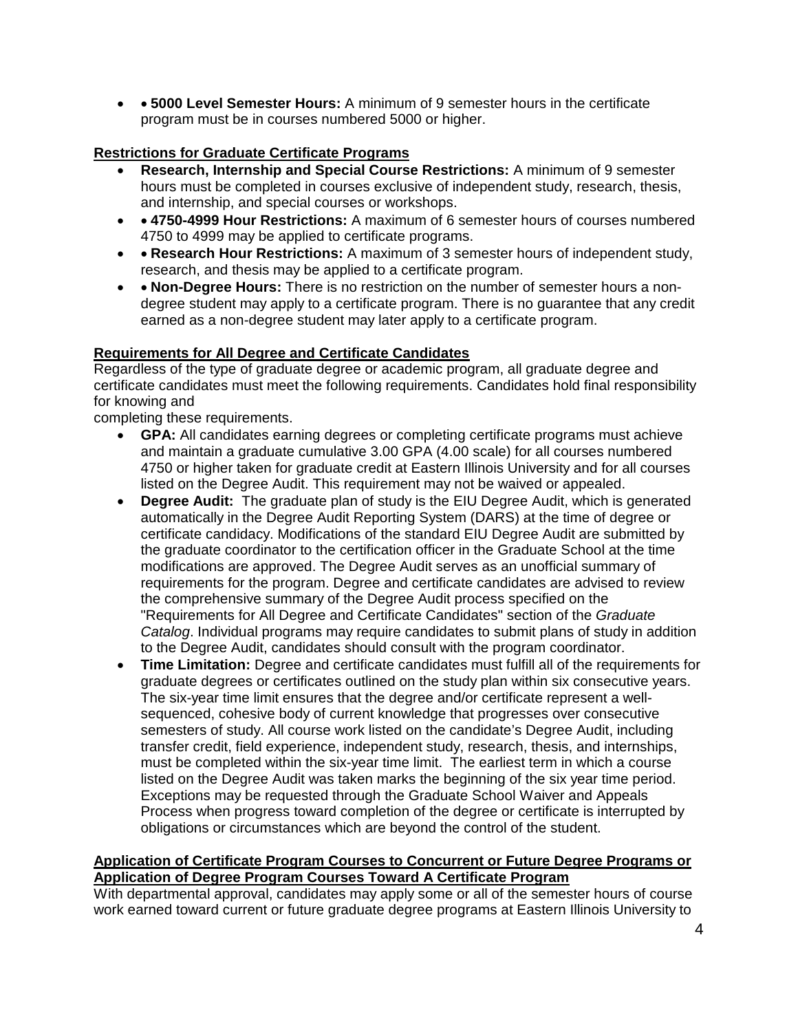- • **5000 Level Semester Hours:** A minimum of 9 semester hours in the certificate program must be in courses numbered 5000 or higher.

**Restrictions for Graduate Certificate Programs**

- **Research, Internship and Special Course Restrictions:** A minimum of 9 semester hours must be completed in courses exclusive of independent study, research, thesis, and internship, and special courses or workshops.
- • **4750-4999 Hour Restrictions:** A maximum of 6 semester hours of courses numbered 4750 to 4999 may be applied to certificate programs.
- • **Research Hour Restrictions:** A maximum of 3 semester hours of independent study, research, and thesis may be applied to a certificate program.
- • **Non-Degree Hours:** There is no restriction on the number of semester hours a non-degree student may apply to a certificate program. There is no guarantee that any credit earned as a non-degree student may later apply to a certificate program.

**Requirements for All Degree and Certificate Candidates**

Regardless of the type of graduate degree or academic program, all graduate degree and certificate candidates must meet the following requirements. Candidates hold final responsibility for knowing and completing these requirements.

- **GPA:** All candidates earning degrees or completing certificate programs must achieve and maintain a graduate cumulative 3.00 GPA (4.00 scale) for all courses numbered 4750 or higher taken for graduate credit at Eastern Illinois University and for all courses listed on the Degree Audit. This requirement may not be waived or appealed.
- **Degree Audit:** The graduate plan of study is the EIU Degree Audit, which is generated automatically in the Degree Audit Reporting System (DARS) at the time of degree or certificate candidacy. Modifications of the standard EIU Degree Audit are submitted by the graduate coordinator to the certification officer in the Graduate School at the time modifications are approved. The Degree Audit serves as an unofficial summary of requirements for the program. Degree and certificate candidates are advised to review the comprehensive summary of the Degree Audit process specified on the "Requirements for All Degree and Certificate Candidates" section of the *Graduate Catalog*. Individual programs may require candidates to submit plans of study in addition to the Degree Audit, candidates should consult with the program coordinator.
- **Time Limitation:** Degree and certificate candidates must fulfill all of the requirements for graduate degrees or certificates outlined on the study plan within six consecutive years. The six-year time limit ensures that the degree and/or certificate represent a well-sequenced, cohesive body of current knowledge that progresses over consecutive semesters of study. All course work listed on the candidate's Degree Audit, including transfer credit, field experience, independent study, research, thesis, and internships, must be completed within the six-year time limit. The earliest term in which a course listed on the Degree Audit was taken marks the beginning of the six year time period. Exceptions may be requested through the Graduate School Waiver and Appeals Process when progress toward completion of the degree or certificate is interrupted by obligations or circumstances which are beyond the control of the student.

**Application of Certificate Program Courses to Concurrent or Future Degree Programs or Application of Degree Program Courses Toward A Certificate Program**

With departmental approval, candidates may apply some or all of the semester hours of course work earned toward current or future graduate degree programs at Eastern Illinois University to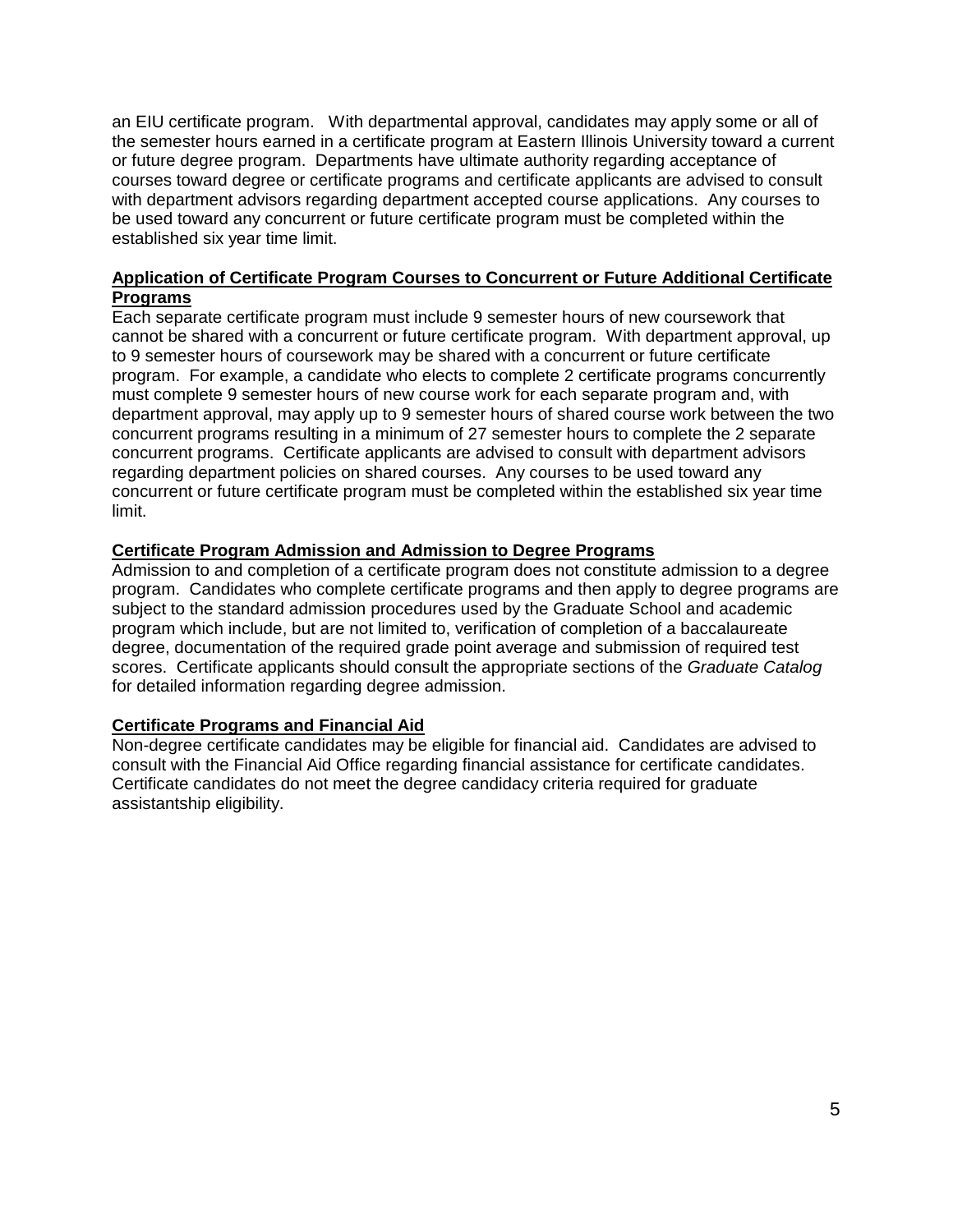an EIU certificate program. With departmental approval, candidates may apply some or all of the semester hours earned in a certificate program at Eastern Illinois University toward a current or future degree program. Departments have ultimate authority regarding acceptance of courses toward degree or certificate programs and certificate applicants are advised to consult with department advisors regarding department accepted course applications. Any courses to be used toward any concurrent or future certificate program must be completed within the established six year time limit.

**Application of Certificate Program Courses to Concurrent or Future Additional Certificate Programs**

Each separate certificate program must include 9 semester hours of new coursework that cannot be shared with a concurrent or future certificate program. With department approval, up to 9 semester hours of coursework may be shared with a concurrent or future certificate program. For example, a candidate who elects to complete 2 certificate programs concurrently must complete 9 semester hours of new course work for each separate program and, with department approval, may apply up to 9 semester hours of shared course work between the two concurrent programs resulting in a minimum of 27 semester hours to complete the 2 separate concurrent programs. Certificate applicants are advised to consult with department advisors regarding department policies on shared courses. Any courses to be used toward any concurrent or future certificate program must be completed within the established six year time limit.

**Certificate Program Admission and Admission to Degree Programs**

Admission to and completion of a certificate program does not constitute admission to a degree program. Candidates who complete certificate programs and then apply to degree programs are subject to the standard admission procedures used by the Graduate School and academic program which include, but are not limited to, verification of completion of a baccalaureate degree, documentation of the required grade point average and submission of required test scores. Certificate applicants should consult the appropriate sections of the *Graduate Catalog* for detailed information regarding degree admission.

**Certificate Programs and Financial Aid**

Non-degree certificate candidates may be eligible for financial aid. Candidates are advised to consult with the Financial Aid Office regarding financial assistance for certificate candidates. Certificate candidates do not meet the degree candidacy criteria required for graduate assistantship eligibility.